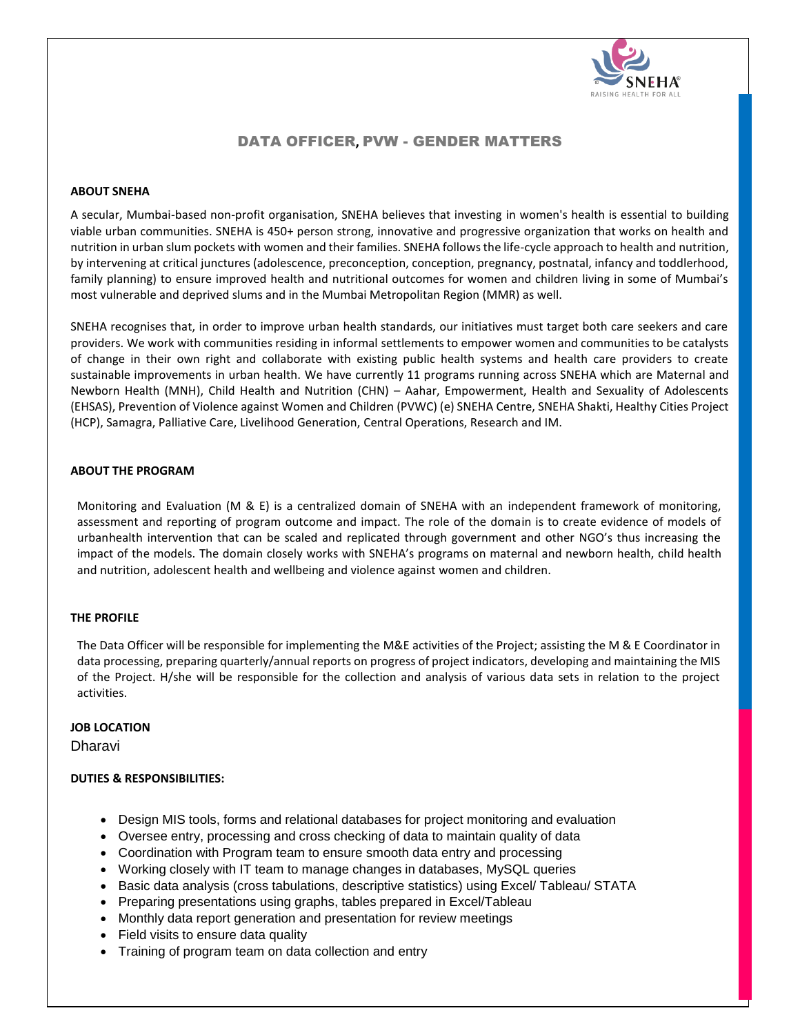# DATA OFFICER, PVW - GENDER MATTERS

**ABOUT SNEHA**

A secular, Mumbai-based non-profit organisation, SNEHA believes that investing in women's health is essential to building viable urban communities. SNEHA is 450+ person strong, innovative and progressive organization that works on health and nutrition in urban slum pockets with women and their families. SNEHA follows the life-cycle approach to health and nutrition, by intervening at critical junctures (adolescence, preconception, conception, pregnancy, postnatal, infancy and toddlerhood, family planning) to ensure improved health and nutritional outcomes for women and children living in some of Mumbai's most vulnerable and deprived slums and in the Mumbai Metropolitan Region (MMR) as well.

SNEHA recognises that, in order to improve urban health standards, our initiatives must target both care seekers and care providers. We work with communities residing in informal settlements to empower women and communities to be catalysts of change in their own right and collaborate with existing public health systems and health care providers to create sustainable improvements in urban health. We have currently 11 programs running across SNEHA which are Maternal and Newborn Health (MNH), Child Health and Nutrition (CHN) – Aahar, Empowerment, Health and Sexuality of Adolescents (EHSAS), Prevention of Violence against Women and Children (PVWC) (e) SNEHA Centre, SNEHA Shakti, Healthy Cities Project (HCP), Samagra, Palliative Care, Livelihood Generation, Central Operations, Research and IM.

**ABOUT THE PROGRAM**

Monitoring and Evaluation (M & E) is a centralized domain of SNEHA with an independent framework of monitoring, assessment and reporting of program outcome and impact. The role of the domain is to create evidence of models of urbanhealth intervention that can be scaled and replicated through government and other NGO's thus increasing the impact of the models. The domain closely works with SNEHA's programs on maternal and newborn health, child health and nutrition, adolescent health and wellbeing and violence against women and children.

**THE PROFILE**

The Data Officer will be responsible for implementing the M&E activities of the Project; assisting the M & E Coordinator in data processing, preparing quarterly/annual reports on progress of project indicators, developing and maintaining the MIS of the Project. H/she will be responsible for the collection and analysis of various data sets in relation to the project activities.

**JOB LOCATION**

Dharavi

**DUTIES & RESPONSIBILITIES:**

- Design MIS tools, forms and relational databases for project monitoring and evaluation
- Oversee entry, processing and cross checking of data to maintain quality of data
- Coordination with Program team to ensure smooth data entry and processing
- Working closely with IT team to manage changes in databases, MySQL queries
- Basic data analysis (cross tabulations, descriptive statistics) using Excel/ Tableau/ STATA
- Preparing presentations using graphs, tables prepared in Excel/Tableau
- Monthly data report generation and presentation for review meetings
- Field visits to ensure data quality
- Training of program team on data collection and entry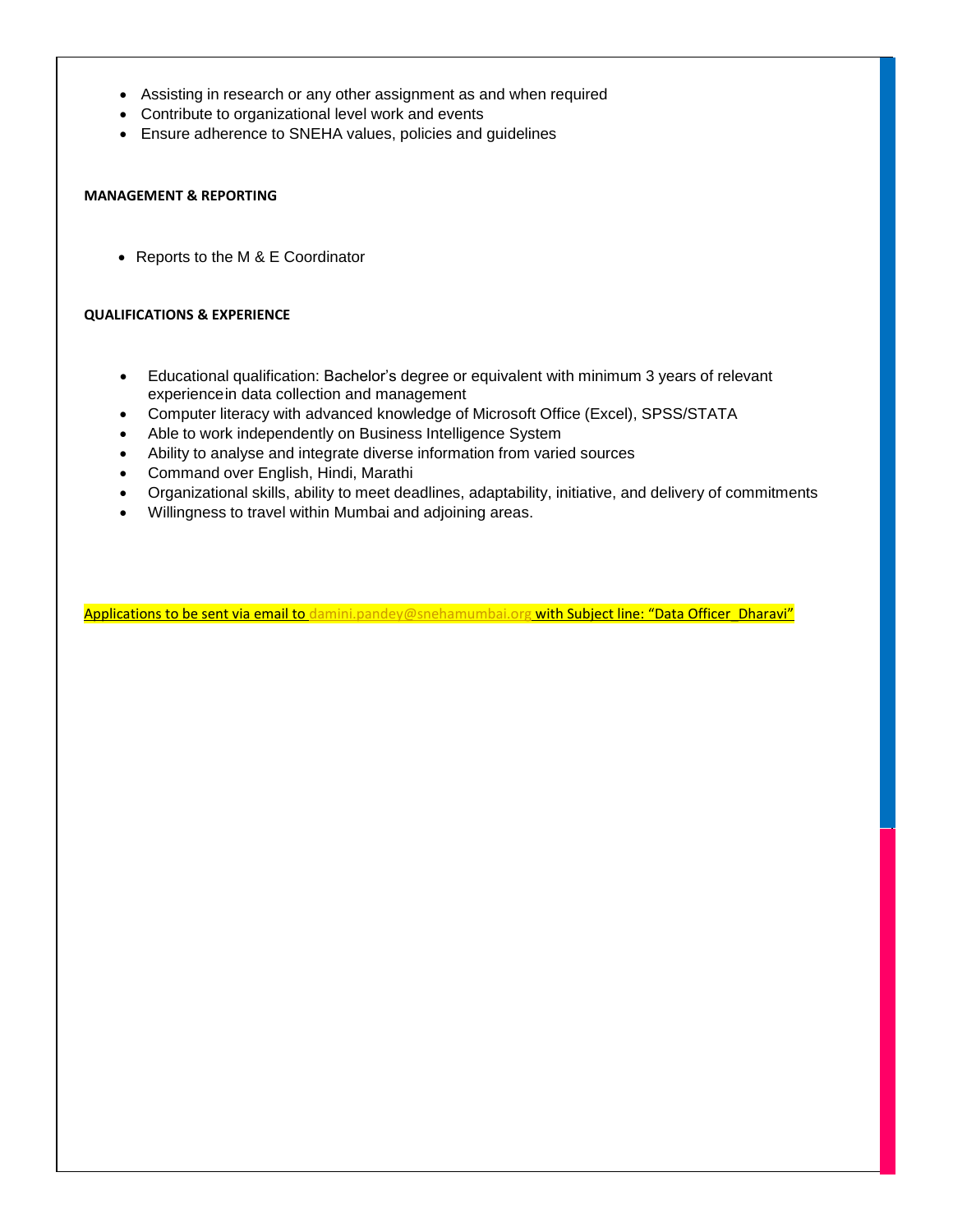- Assisting in research or any other assignment as and when required
- Contribute to organizational level work and events
- Ensure adherence to SNEHA values, policies and guidelines

**MANAGEMENT & REPORTING**

- Reports to the M & E Coordinator

**QUALIFICATIONS & EXPERIENCE**

- Educational qualification: Bachelor's degree or equivalent with minimum 3 years of relevant experiencein data collection and management
- Computer literacy with advanced knowledge of Microsoft Office (Excel), SPSS/STATA
- Able to work independently on Business Intelligence System
- Ability to analyse and integrate diverse information from varied sources
- Command over English, Hindi, Marathi
- Organizational skills, ability to meet deadlines, adaptability, initiative, and delivery of commitments
- Willingness to travel within Mumbai and adjoining areas.

Applications to be sent via email to damini.pandey@snehamumbai.org with Subject line: "Data Officer_Dharavi"